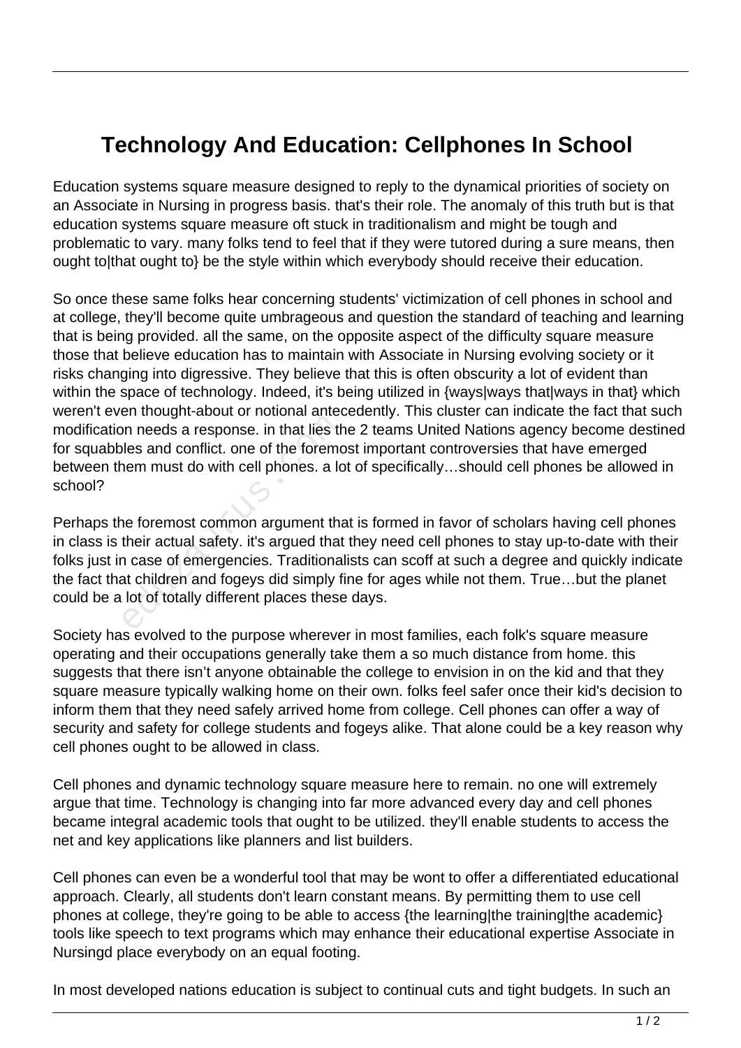# Technology And Education: Cellphones In School

Education systems square measure designed to reply to the dynamical priorities of society on an Associate in Nursing in progress basis. that's their role. The anomaly of this truth but is that education systems square measure oft stuck in traditionalism and might be tough and problematic to vary. many folks tend to feel that if they were tutored during a sure means, then ought to|that ought to} be the style within which everybody should receive their education.

So once these same folks hear concerning students' victimization of cell phones in school and at college, they'll become quite umbrageous and question the standard of teaching and learning that is being provided. all the same, on the opposite aspect of the difficulty square measure those that believe education has to maintain with Associate in Nursing evolving society or it risks changing into digressive. They believe that this is often obscurity a lot of evident than within the space of technology. Indeed, it's being utilized in {ways|ways that|ways in that} which weren't even thought-about or notional antecedently. This cluster can indicate the fact that such modification needs a response. in that lies the 2 teams United Nations agency become destined for squabbles and conflict. one of the foremost important controversies that have emerged between them must do with cell phones. a lot of specifically…should cell phones be allowed in school?

Perhaps the foremost common argument that is formed in favor of scholars having cell phones in class is their actual safety. it's argued that they need cell phones to stay up-to-date with their folks just in case of emergencies. Traditionalists can scoff at such a degree and quickly indicate the fact that children and fogeys did simply fine for ages while not them. True…but the planet could be a lot of totally different places these days.

Society has evolved to the purpose wherever in most families, each folk's square measure operating and their occupations generally take them a so much distance from home. this suggests that there isn't anyone obtainable the college to envision in on the kid and that they square measure typically walking home on their own. folks feel safer once their kid's decision to inform them that they need safely arrived home from college. Cell phones can offer a way of security and safety for college students and fogeys alike. That alone could be a key reason why cell phones ought to be allowed in class.

Cell phones and dynamic technology square measure here to remain. no one will extremely argue that time. Technology is changing into far more advanced every day and cell phones became integral academic tools that ought to be utilized. they'll enable students to access the net and key applications like planners and list builders.

Cell phones can even be a wonderful tool that may be wont to offer a differentiated educational approach. Clearly, all students don't learn constant means. By permitting them to use cell phones at college, they're going to be able to access {the learning|the training|the academic} tools like speech to text programs which may enhance their educational expertise Associate in Nursingd place everybody on an equal footing.

In most developed nations education is subject to continual cuts and tight budgets. In such an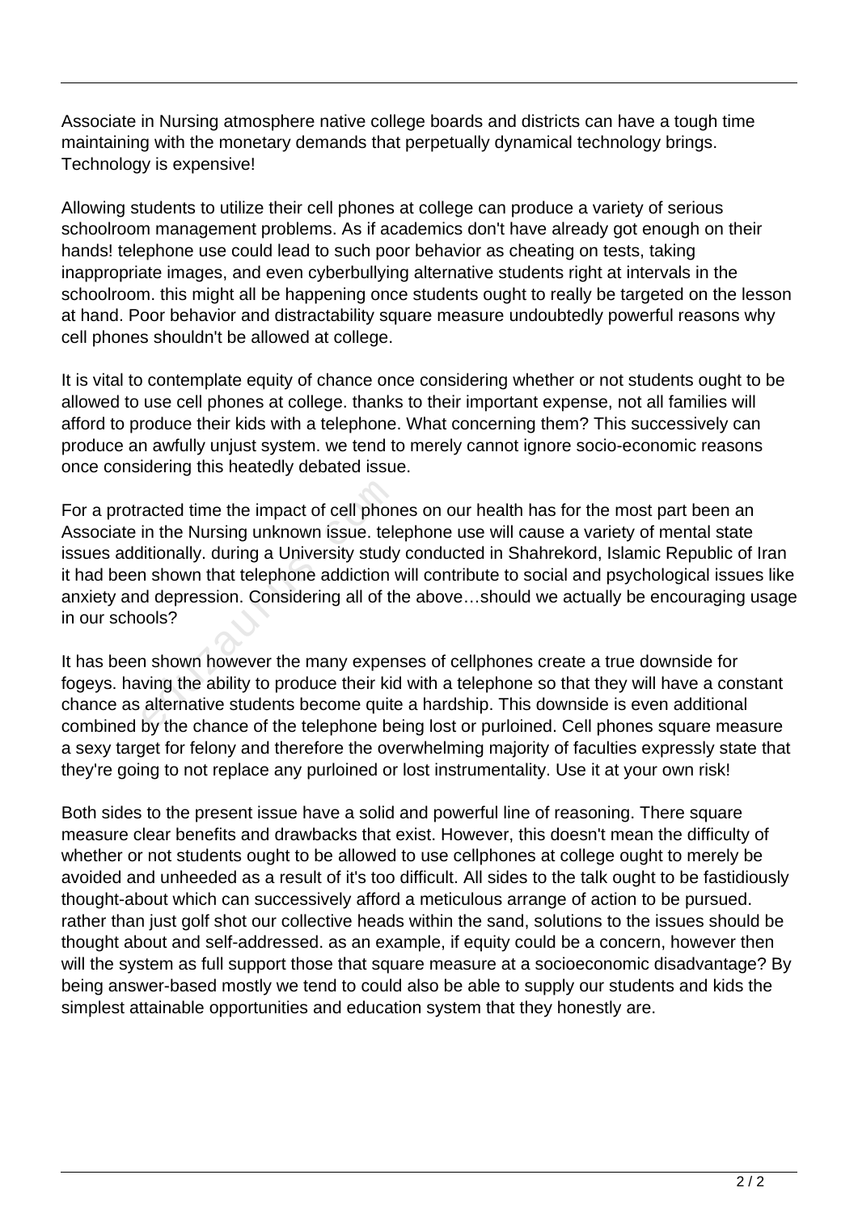Associate in Nursing atmosphere native college boards and districts can have a tough time maintaining with the monetary demands that perpetually dynamical technology brings. Technology is expensive!

Allowing students to utilize their cell phones at college can produce a variety of serious schoolroom management problems. As if academics don't have already got enough on their hands! telephone use could lead to such poor behavior as cheating on tests, taking inappropriate images, and even cyberbullying alternative students right at intervals in the schoolroom. this might all be happening once students ought to really be targeted on the lesson at hand. Poor behavior and distractability square measure undoubtedly powerful reasons why cell phones shouldn't be allowed at college.

It is vital to contemplate equity of chance once considering whether or not students ought to be allowed to use cell phones at college. thanks to their important expense, not all families will afford to produce their kids with a telephone. What concerning them? This successively can produce an awfully unjust system. we tend to merely cannot ignore socio-economic reasons once considering this heatedly debated issue.

For a protracted time the impact of cell phones on our health has for the most part been an Associate in the Nursing unknown issue. telephone use will cause a variety of mental state issues additionally. during a University study conducted in Shahrekord, Islamic Republic of Iran it had been shown that telephone addiction will contribute to social and psychological issues like anxiety and depression. Considering all of the above…should we actually be encouraging usage in our schools?

It has been shown however the many expenses of cellphones create a true downside for fogeys. having the ability to produce their kid with a telephone so that they will have a constant chance as alternative students become quite a hardship. This downside is even additional combined by the chance of the telephone being lost or purloined. Cell phones square measure a sexy target for felony and therefore the overwhelming majority of faculties expressly state that they're going to not replace any purloined or lost instrumentality. Use it at your own risk!

Both sides to the present issue have a solid and powerful line of reasoning. There square measure clear benefits and drawbacks that exist. However, this doesn't mean the difficulty of whether or not students ought to be allowed to use cellphones at college ought to merely be avoided and unheeded as a result of it's too difficult. All sides to the talk ought to be fastidiously thought-about which can successively afford a meticulous arrange of action to be pursued. rather than just golf shot our collective heads within the sand, solutions to the issues should be thought about and self-addressed. as an example, if equity could be a concern, however then will the system as full support those that square measure at a socioeconomic disadvantage? By being answer-based mostly we tend to could also be able to supply our students and kids the simplest attainable opportunities and education system that they honestly are.